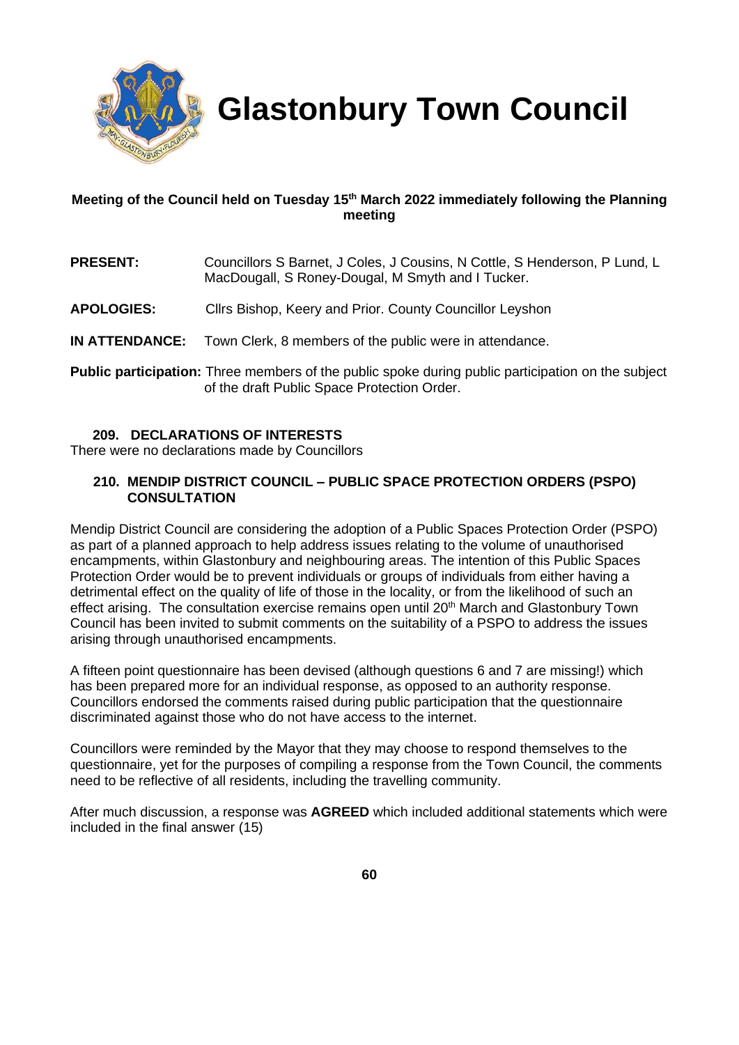# Glastonbury Town Council

**Meeting of the Council held on Tuesday 15th March 2022 immediately following the Planning meeting**

**PRESENT:** Councillors S Barnet, J Coles, J Cousins, N Cottle, S Henderson, P Lund, L MacDougall, S Roney-Dougal, M Smyth and I Tucker.

**APOLOGIES:** Cllrs Bishop, Keery and Prior. County Councillor Leyshon

**IN ATTENDANCE:** Town Clerk, 8 members of the public were in attendance.

**Public participation:** Three members of the public spoke during public participation on the subject of the draft Public Space Protection Order.

### 209. DECLARATIONS OF INTERESTS

There were no declarations made by Councillors

### 210. MENDIP DISTRICT COUNCIL – PUBLIC SPACE PROTECTION ORDERS (PSPO) CONSULTATION

Mendip District Council are considering the adoption of a Public Spaces Protection Order (PSPO) as part of a planned approach to help address issues relating to the volume of unauthorised encampments, within Glastonbury and neighbouring areas. The intention of this Public Spaces Protection Order would be to prevent individuals or groups of individuals from either having a detrimental effect on the quality of life of those in the locality, or from the likelihood of such an effect arising. The consultation exercise remains open until 20th March and Glastonbury Town Council has been invited to submit comments on the suitability of a PSPO to address the issues arising through unauthorised encampments.

A fifteen point questionnaire has been devised (although questions 6 and 7 are missing!) which has been prepared more for an individual response, as opposed to an authority response. Councillors endorsed the comments raised during public participation that the questionnaire discriminated against those who do not have access to the internet.

Councillors were reminded by the Mayor that they may choose to respond themselves to the questionnaire, yet for the purposes of compiling a response from the Town Council, the comments need to be reflective of all residents, including the travelling community.

After much discussion, a response was **AGREED** which included additional statements which were included in the final answer (15)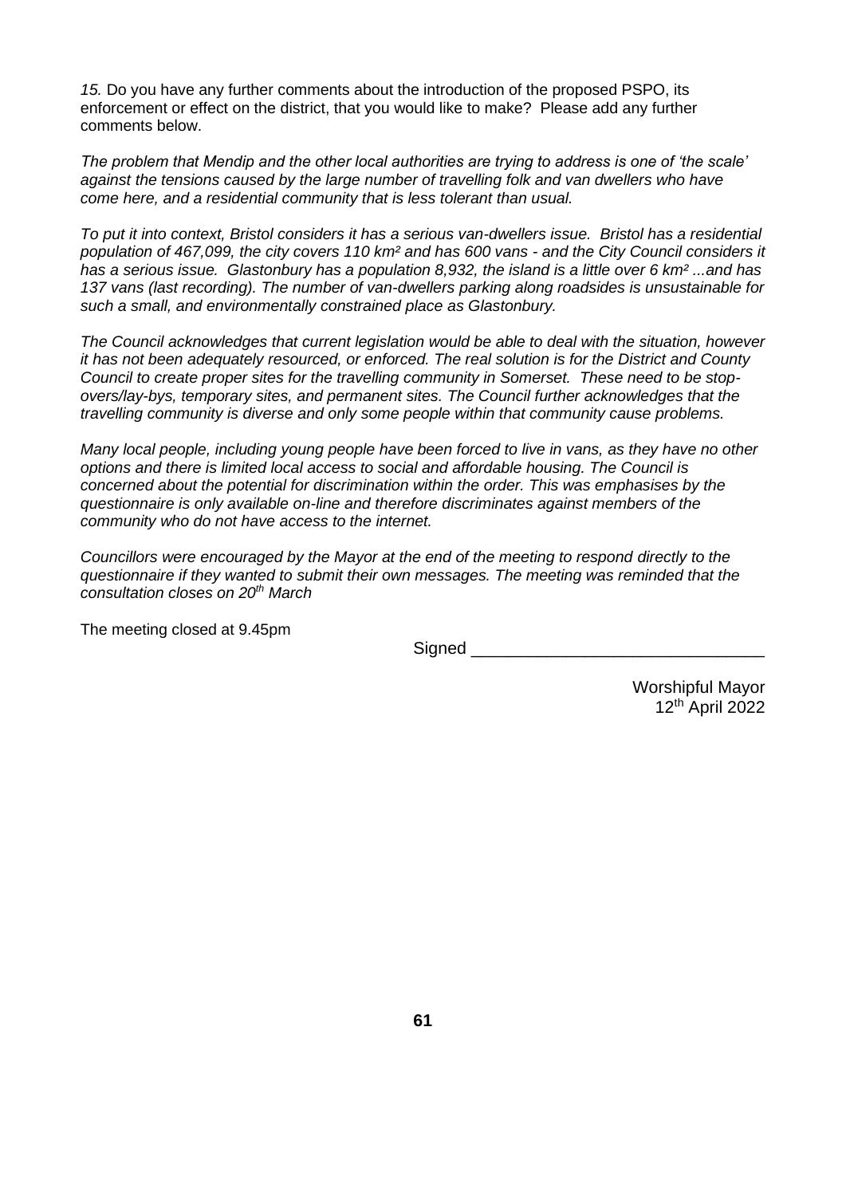*15.* Do you have any further comments about the introduction of the proposed PSPO, its enforcement or effect on the district, that you would like to make? Please add any further comments below.

*The problem that Mendip and the other local authorities are trying to address is one of 'the scale' against the tensions caused by the large number of travelling folk and van dwellers who have come here, and a residential community that is less tolerant than usual.*

*To put it into context, Bristol considers it has a serious van-dwellers issue. Bristol has a residential population of 467,099, the city covers 110 km² and has 600 vans - and the City Council considers it has a serious issue. Glastonbury has a population 8,932, the island is a little over 6 km² ...and has 137 vans (last recording). The number of van-dwellers parking along roadsides is unsustainable for such a small, and environmentally constrained place as Glastonbury.*

*The Council acknowledges that current legislation would be able to deal with the situation, however it has not been adequately resourced, or enforced. The real solution is for the District and County Council to create proper sites for the travelling community in Somerset. These need to be stop-overs/lay-bys, temporary sites, and permanent sites. The Council further acknowledges that the travelling community is diverse and only some people within that community cause problems.*

*Many local people, including young people have been forced to live in vans, as they have no other options and there is limited local access to social and affordable housing. The Council is concerned about the potential for discrimination within the order. This was emphasises by the questionnaire is only available on-line and therefore discriminates against members of the community who do not have access to the internet.*

*Councillors were encouraged by the Mayor at the end of the meeting to respond directly to the questionnaire if they wanted to submit their own messages. The meeting was reminded that the consultation closes on 20th March*

The meeting closed at 9.45pm

Signed \_\_\_\_\_\_\_\_\_\_\_\_\_\_\_\_\_\_\_\_\_\_\_\_\_\_\_\_\_\_

Worshipful Mayor
12th April 2022